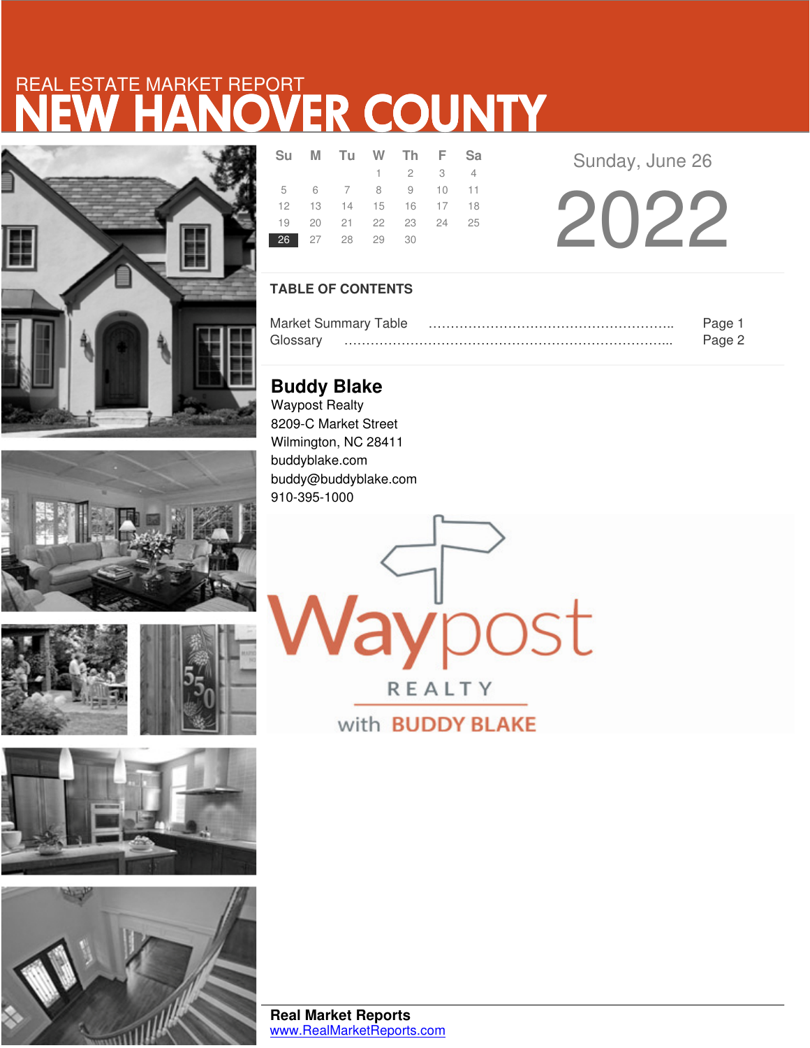REAL ESTATE MARKET REPORT

# NEW HANOVER COUNTY

| Su | M | Tu | W | Th | F | Sa |
|---|---|---|---|---|---|---|
| | | | 1 | 2 | 3 | 4 |
| 5 | 6 | 7 | 8 | 9 | 10 | 11 |
| 12 | 13 | 14 | 15 | 16 | 17 | 18 |
| 19 | 20 | 21 | 22 | 23 | 24 | 25 |
| **26** | 27 | 28 | 29 | 30 | | |

Sunday, June 26

2022

## TABLE OF CONTENTS

Market Summary Table ………………………………………………….. Page 1
Glossary ……………………………………………………………………... Page 2

**Buddy Blake**
Waypost Realty
8209-C Market Street
Wilmington, NC 28411
buddyblake.com
buddy@buddyblake.com
910-395-1000

Waypost REALTY with BUDDY BLAKE

**Real Market Reports**
www.RealMarketReports.com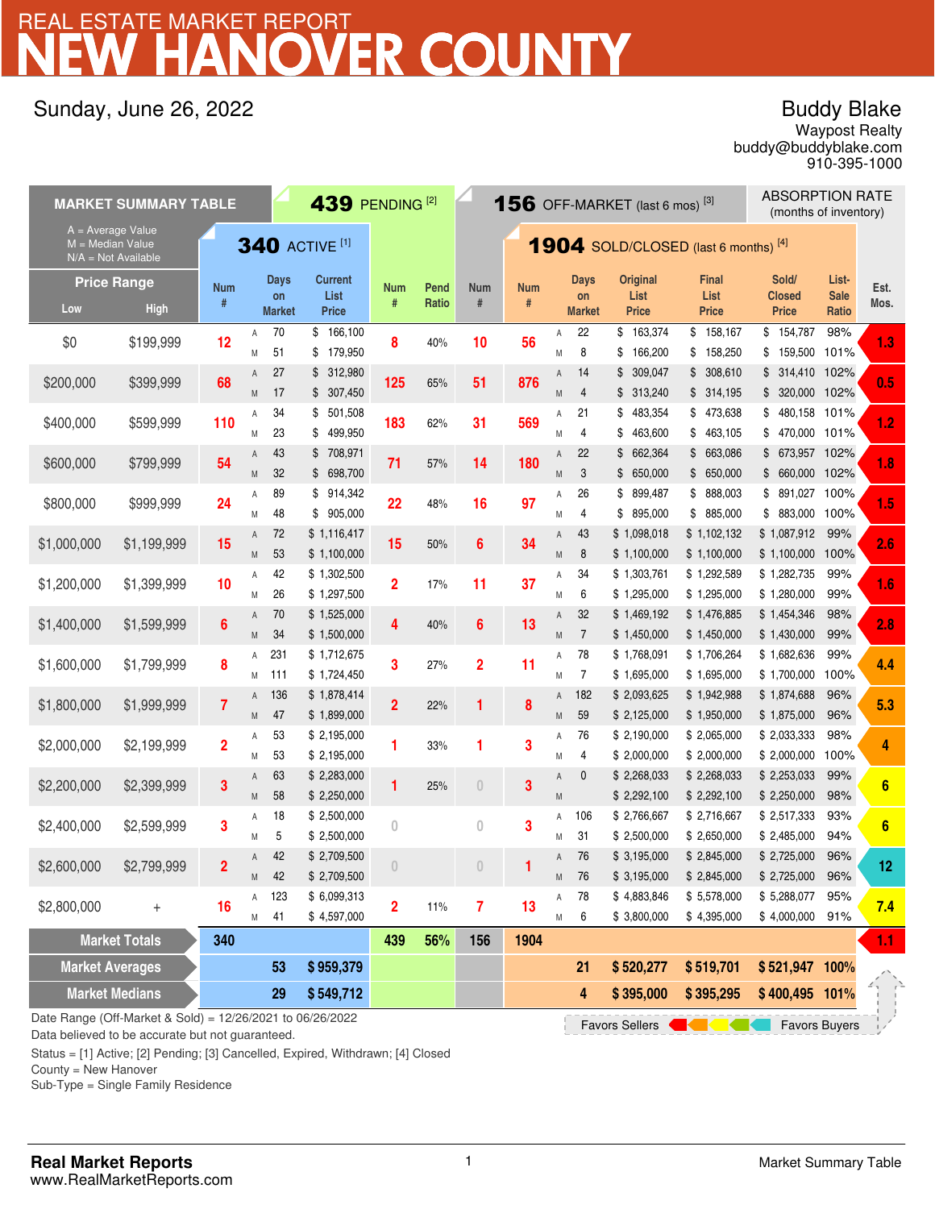# REAL ESTATE MARKET REPORT
# NEW HANOVER COUNTY

Sunday, June 26, 2022

**Buddy Blake**
Waypost Realty
buddy@buddyblake.com
910-395-1000

| MARKET SUMMARY TABLE | | 340 ACTIVE [1] | | | | 439 PENDING [2] | | 156 OFF-MARKET (last 6 mos) [3] | 1904 SOLD/CLOSED (last 6 months) [4] | | | | | | | ABSORPTION RATE (months of inventory) |
|---|---|---|---|---|---|---|---|---|---|---|---|---|---|---|---|---|
| A = Average Value; M = Median Value; N/A = Not Available | | | | | | | | | | | | | | | | |
| Price Range Low | High | Num # | | Days on Market | Current List Price | Num # | Pend Ratio | Num # | Num # | | Days on Market | Original List Price | Final List Price | Sold/ Closed Price | List-Sale Ratio | Est. Mos. |
| $0 | $199,999 | 12 | A | 70 | $ 166,100 | 8 | 40% | 10 | 56 | A | 22 | $ 163,374 | $ 158,167 | $ 154,787 | 98% | 1.3 |
| | | | M | 51 | $ 179,950 | | | | | M | 8 | $ 166,200 | $ 158,250 | $ 159,500 | 101% | |
| $200,000 | $399,999 | 68 | A | 27 | $ 312,980 | 125 | 65% | 51 | 876 | A | 14 | $ 309,047 | $ 308,610 | $ 314,410 | 102% | 0.5 |
| | | | M | 17 | $ 307,450 | | | | | M | 4 | $ 313,240 | $ 314,195 | $ 320,000 | 102% | |
| $400,000 | $599,999 | 110 | A | 34 | $ 501,508 | 183 | 62% | 31 | 569 | A | 21 | $ 483,354 | $ 473,638 | $ 480,158 | 101% | 1.2 |
| | | | M | 23 | $ 499,950 | | | | | M | 4 | $ 463,600 | $ 463,105 | $ 470,000 | 101% | |
| $600,000 | $799,999 | 54 | A | 43 | $ 708,971 | 71 | 57% | 14 | 180 | A | 22 | $ 662,364 | $ 663,086 | $ 673,957 | 102% | 1.8 |
| | | | M | 32 | $ 698,700 | | | | | M | 3 | $ 650,000 | $ 650,000 | $ 660,000 | 102% | |
| $800,000 | $999,999 | 24 | A | 89 | $ 914,342 | 22 | 48% | 16 | 97 | A | 26 | $ 899,487 | $ 888,003 | $ 891,027 | 100% | 1.5 |
| | | | M | 48 | $ 905,000 | | | | | M | 4 | $ 895,000 | $ 885,000 | $ 883,000 | 100% | |
| $1,000,000 | $1,199,999 | 15 | A | 72 | $ 1,116,417 | 15 | 50% | 6 | 34 | A | 43 | $ 1,098,018 | $ 1,102,132 | $ 1,087,912 | 99% | 2.6 |
| | | | M | 53 | $ 1,100,000 | | | | | M | 8 | $ 1,100,000 | $ 1,100,000 | $ 1,100,000 | 100% | |
| $1,200,000 | $1,399,999 | 10 | A | 42 | $ 1,302,500 | 2 | 17% | 11 | 37 | A | 34 | $ 1,303,761 | $ 1,292,589 | $ 1,282,735 | 99% | 1.6 |
| | | | M | 26 | $ 1,297,500 | | | | | M | 6 | $ 1,295,000 | $ 1,295,000 | $ 1,280,000 | 99% | |
| $1,400,000 | $1,599,999 | 6 | A | 70 | $ 1,525,000 | 4 | 40% | 6 | 13 | A | 32 | $ 1,469,192 | $ 1,476,885 | $ 1,454,346 | 98% | 2.8 |
| | | | M | 34 | $ 1,500,000 | | | | | M | 7 | $ 1,450,000 | $ 1,450,000 | $ 1,430,000 | 99% | |
| $1,600,000 | $1,799,999 | 8 | A | 231 | $ 1,712,675 | 3 | 27% | 2 | 11 | A | 78 | $ 1,768,091 | $ 1,706,264 | $ 1,682,636 | 99% | 4.4 |
| | | | M | 111 | $ 1,724,450 | | | | | M | 7 | $ 1,695,000 | $ 1,695,000 | $ 1,700,000 | 100% | |
| $1,800,000 | $1,999,999 | 7 | A | 136 | $ 1,878,414 | 2 | 22% | 1 | 8 | A | 182 | $ 2,093,625 | $ 1,942,988 | $ 1,874,688 | 96% | 5.3 |
| | | | M | 47 | $ 1,899,000 | | | | | M | 59 | $ 2,125,000 | $ 1,950,000 | $ 1,875,000 | 96% | |
| $2,000,000 | $2,199,999 | 2 | A | 53 | $ 2,195,000 | 1 | 33% | 1 | 3 | A | 76 | $ 2,190,000 | $ 2,065,000 | $ 2,033,333 | 98% | 4 |
| | | | M | 53 | $ 2,195,000 | | | | | M | 4 | $ 2,000,000 | $ 2,000,000 | $ 2,000,000 | 100% | |
| $2,200,000 | $2,399,999 | 3 | A | 63 | $ 2,283,000 | 1 | 25% | 0 | 3 | A | 0 | $ 2,268,033 | $ 2,268,033 | $ 2,253,033 | 99% | 6 |
| | | | M | 58 | $ 2,250,000 | | | | | M | | $ 2,292,100 | $ 2,292,100 | $ 2,250,000 | 98% | |
| $2,400,000 | $2,599,999 | 3 | A | 18 | $ 2,500,000 | 0 | | 0 | 3 | A | 106 | $ 2,766,667 | $ 2,716,667 | $ 2,517,333 | 93% | 6 |
| | | | M | 5 | $ 2,500,000 | | | | | M | 31 | $ 2,500,000 | $ 2,650,000 | $ 2,485,000 | 94% | |
| $2,600,000 | $2,799,999 | 2 | A | 42 | $ 2,709,500 | 0 | | 0 | 1 | A | 76 | $ 3,195,000 | $ 2,845,000 | $ 2,725,000 | 96% | 12 |
| | | | M | 42 | $ 2,709,500 | | | | | M | 76 | $ 3,195,000 | $ 2,845,000 | $ 2,725,000 | 96% | |
| $2,800,000 | + | 16 | A | 123 | $ 6,099,313 | 2 | 11% | 7 | 13 | A | 78 | $ 4,883,846 | $ 5,578,000 | $ 5,288,077 | 95% | 7.4 |
| | | | M | 41 | $ 4,597,000 | | | | | M | 6 | $ 3,800,000 | $ 4,395,000 | $ 4,000,000 | 91% | |
| **Market Totals** | | 340 | | | | 439 | 56% | 156 | 1904 | | | | | | | 1.1 |
| **Market Averages** | | | | 53 | $ 959,379 | | | | | | 21 | $ 520,277 | $ 519,701 | $ 521,947 | 100% | |
| **Market Medians** | | | | 29 | $ 549,712 | | | | | | 4 | $ 395,000 | $ 395,295 | $ 400,495 | 101% | |

Favors Sellers ← → Favors Buyers

Date Range (Off-Market & Sold) = 12/26/2021 to 06/26/2022
Data believed to be accurate but not guaranteed.

Status = [1] Active; [2] Pending; [3] Cancelled, Expired, Withdrawn; [4] Closed
County = New Hanover
Sub-Type = Single Family Residence

**Real Market Reports**
www.RealMarketReports.com

Market Summary Table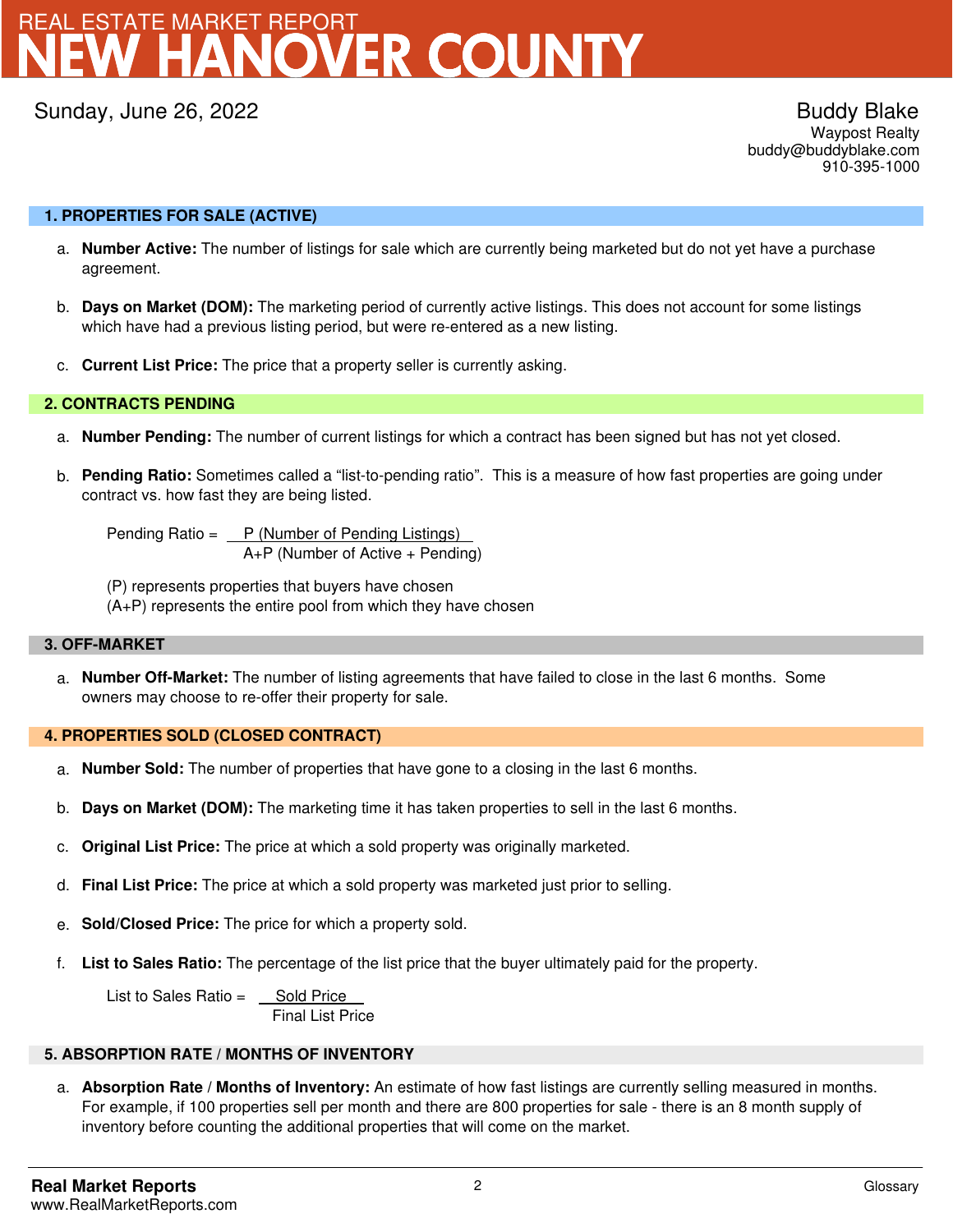# REAL ESTATE MARKET REPORT
# NEW HANOVER COUNTY

Sunday, June 26, 2022

**Buddy Blake**
Waypost Realty
buddy@buddyblake.com
910-395-1000

## 1. PROPERTIES FOR SALE (ACTIVE)

a. **Number Active:** The number of listings for sale which are currently being marketed but do not yet have a purchase agreement.

b. **Days on Market (DOM):** The marketing period of currently active listings. This does not account for some listings which have had a previous listing period, but were re-entered as a new listing.

c. **Current List Price:** The price that a property seller is currently asking.

## 2. CONTRACTS PENDING

a. **Number Pending:** The number of current listings for which a contract has been signed but has not yet closed.

b. **Pending Ratio:** Sometimes called a "list-to-pending ratio". This is a measure of how fast properties are going under contract vs. how fast they are being listed.

$$\text{Pending Ratio} = \frac{\text{P (Number of Pending Listings)}}{\text{A+P (Number of Active + Pending)}}$$

(P) represents properties that buyers have chosen
(A+P) represents the entire pool from which they have chosen

## 3. OFF-MARKET

a. **Number Off-Market:** The number of listing agreements that have failed to close in the last 6 months. Some owners may choose to re-offer their property for sale.

## 4. PROPERTIES SOLD (CLOSED CONTRACT)

a. **Number Sold:** The number of properties that have gone to a closing in the last 6 months.

b. **Days on Market (DOM):** The marketing time it has taken properties to sell in the last 6 months.

c. **Original List Price:** The price at which a sold property was originally marketed.

d. **Final List Price:** The price at which a sold property was marketed just prior to selling.

e. **Sold/Closed Price:** The price for which a property sold.

f. **List to Sales Ratio:** The percentage of the list price that the buyer ultimately paid for the property.

$$\text{List to Sales Ratio} = \frac{\text{Sold Price}}{\text{Final List Price}}$$

## 5. ABSORPTION RATE / MONTHS OF INVENTORY

a. **Absorption Rate / Months of Inventory:** An estimate of how fast listings are currently selling measured in months. For example, if 100 properties sell per month and there are 800 properties for sale - there is an 8 month supply of inventory before counting the additional properties that will come on the market.